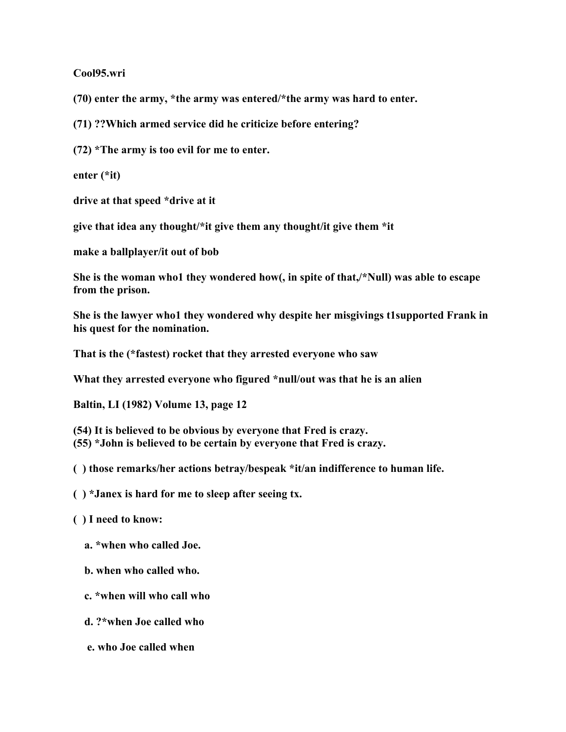**Cool95.wri**

**(70) enter the army, *the army was entered/*the army was hard to enter.**

**(71) ??Which armed service did he criticize before entering?**

**(72) *The army is too evil for me to enter.**

**enter (*it)**

**drive at that speed *drive at it**

**give that idea any thought/*it give them any thought/it give them *it**

**make a ballplayer/it out of bob**

**She is the woman who1 they wondered how(, in spite of that,/*Null) was able to escape from the prison.**

**She is the lawyer who1 they wondered why despite her misgivings t1supported Frank in his quest for the nomination.**

**That is the (*fastest) rocket that they arrested everyone who saw**

**What they arrested everyone who figured *null/out was that he is an alien**

**Baltin, LI (1982) Volume 13, page 12**

**(54) It is believed to be obvious by everyone that Fred is crazy.**
**(55) *John is believed to be certain by everyone that Fred is crazy.**

**( ) those remarks/her actions betray/bespeak *it/an indifference to human life.**

**( ) *Janex is hard for me to sleep after seeing tx.**

**( ) I need to know:**

**a. *when who called Joe.**

**b. when who called who.**

**c. *when will who call who**

**d. ?*when Joe called who**

**e. who Joe called when**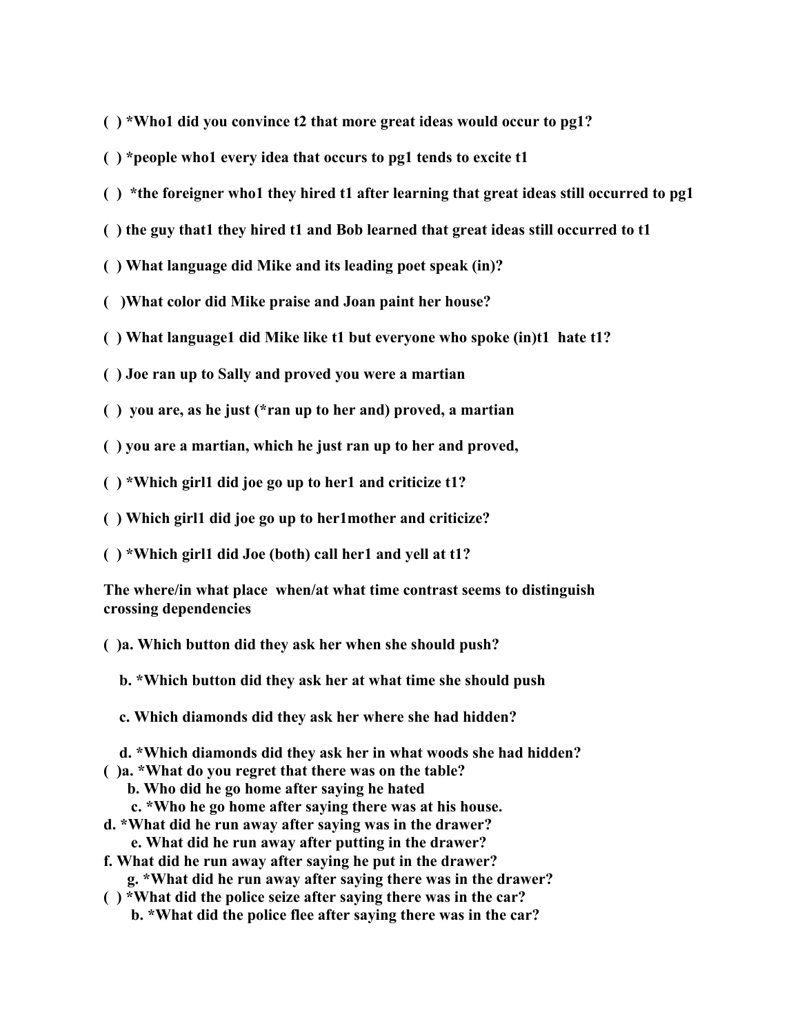**( ) *Who1 did you convince t2 that more great ideas would occur to pg1?**

**( ) *people who1 every idea that occurs to pg1 tends to excite t1**

**( ) *the foreigner who1 they hired t1 after learning that great ideas still occurred to pg1**

**( ) the guy that1 they hired t1 and Bob learned that great ideas still occurred to t1**

**( ) What language did Mike and its leading poet speak (in)?**

**( )What color did Mike praise and Joan paint her house?**

**( ) What language1 did Mike like t1 but everyone who spoke (in)t1 hate t1?**

**( ) Joe ran up to Sally and proved you were a martian**

**( ) you are, as he just (*ran up to her and) proved, a martian**

**( ) you are a martian, which he just ran up to her and proved,**

**( ) *Which girl1 did joe go up to her1 and criticize t1?**

**( ) Which girl1 did joe go up to her1mother and criticize?**

**( ) *Which girl1 did Joe (both) call her1 and yell at t1?**

**The where/in what place when/at what time contrast seems to distinguish crossing dependencies**

**( )a. Which button did they ask her when she should push?**

**b. *Which button did they ask her at what time she should push**

**c. Which diamonds did they ask her where she had hidden?**

**d. *Which diamonds did they ask her in what woods she had hidden?**

**( )a. *What do you regret that there was on the table?**

**b. Who did he go home after saying he hated**

**c. *Who he go home after saying there was at his house.**

**d. *What did he run away after saying was in the drawer?**

**e. What did he run away after putting in the drawer?**

**f. What did he run away after saying he put in the drawer?**

**g. *What did he run away after saying there was in the drawer?**

**( ) *What did the police seize after saying there was in the car?**

**b. *What did the police flee after saying there was in the car?**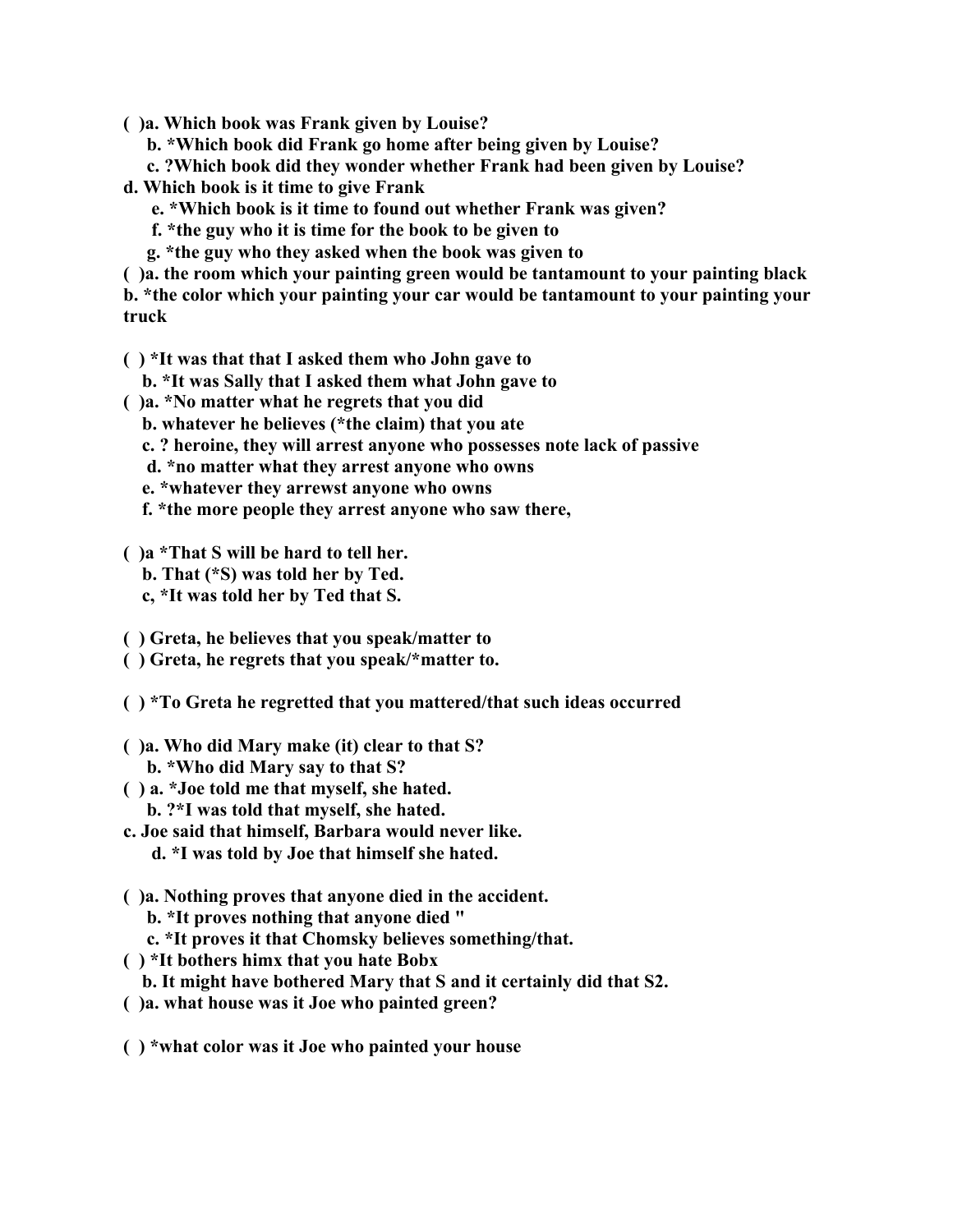**( )a. Which book was Frank given by Louise?**
**b. *Which book did Frank go home after being given by Louise?**
**c. ?Which book did they wonder whether Frank had been given by Louise?**
**d. Which book is it time to give Frank**
**e. *Which book is it time to found out whether Frank was given?**
**f. *the guy who it is time for the book to be given to**
**g. *the guy who they asked when the book was given to**

**( )a. the room which your painting green would be tantamount to your painting black**
**b. *the color which your painting your car would be tantamount to your painting your truck**

**( ) *It was that that I asked them who John gave to**
**b. *It was Sally that I asked them what John gave to**

**( )a. *No matter what he regrets that you did**
**b. whatever he believes (*the claim) that you ate**
**c. ? heroine, they will arrest anyone who possesses note lack of passive**
**d. *no matter what they arrest anyone who owns**
**e. *whatever they arrewst anyone who owns**
**f. *the more people they arrest anyone who saw there,**

**( )a *That S will be hard to tell her.**
**b. That (*S) was told her by Ted.**
**c, *It was told her by Ted that S.**

**( ) Greta, he believes that you speak/matter to**
**( ) Greta, he regrets that you speak/*matter to.**

**( ) *To Greta he regretted that you mattered/that such ideas occurred**

**( )a. Who did Mary make (it) clear to that S?**
**b. *Who did Mary say to that S?**

**( ) a. *Joe told me that myself, she hated.**
**b. ?*I was told that myself, she hated.**
**c. Joe said that himself, Barbara would never like.**
**d. *I was told by Joe that himself she hated.**

**( )a. Nothing proves that anyone died in the accident.**
**b. *It proves nothing that anyone died "**
**c. *It proves it that Chomsky believes something/that.**

**( ) *It bothers himx that you hate Bobx**
**b. It might have bothered Mary that S and it certainly did that S2.**

**( )a. what house was it Joe who painted green?**

**( ) *what color was it Joe who painted your house**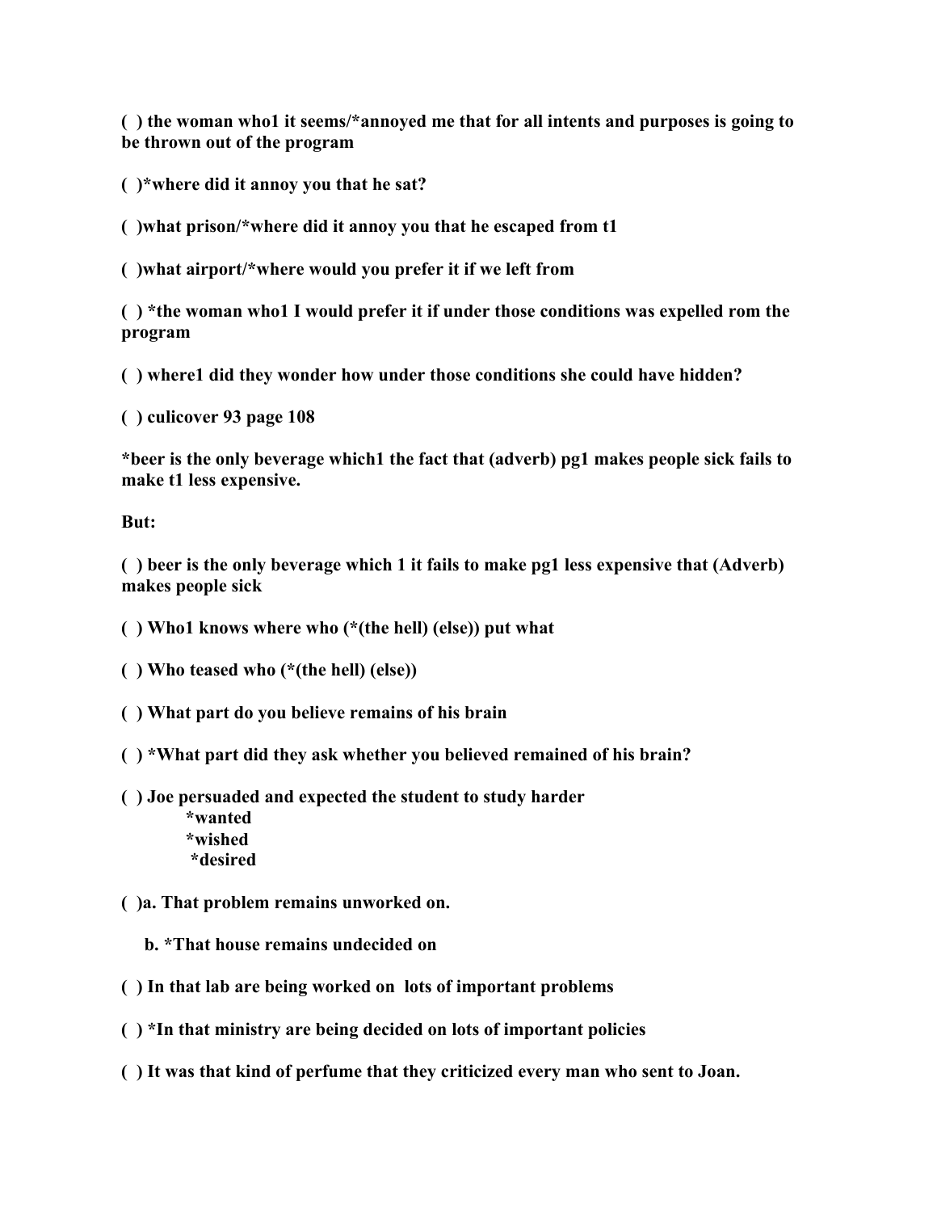**( ) the woman who1 it seems/*annoyed me that for all intents and purposes is going to be thrown out of the program**

**( )*where did it annoy you that he sat?**

**( )what prison/*where did it annoy you that he escaped from t1**

**( )what airport/*where would you prefer it if we left from**

**( ) *the woman who1 I would prefer it if under those conditions was expelled rom the program**

**( ) where1 did they wonder how under those conditions she could have hidden?**

**( ) culicover 93 page 108**

**\*beer is the only beverage which1 the fact that (adverb) pg1 makes people sick fails to make t1 less expensive.**

**But:**

**( ) beer is the only beverage which 1 it fails to make pg1 less expensive that (Adverb) makes people sick**

**( ) Who1 knows where who (*(the hell) (else)) put what**

**( ) Who teased who (*(the hell) (else))**

**( ) What part do you believe remains of his brain**

**( ) *What part did they ask whether you believed remained of his brain?**

**( ) Joe persuaded and expected the student to study harder**
**\*wanted**
**\*wished**
**\*desired**

**( )a. That problem remains unworked on.**

**b. *That house remains undecided on**

**( ) In that lab are being worked on lots of important problems**

**( ) *In that ministry are being decided on lots of important policies**

**( ) It was that kind of perfume that they criticized every man who sent to Joan.**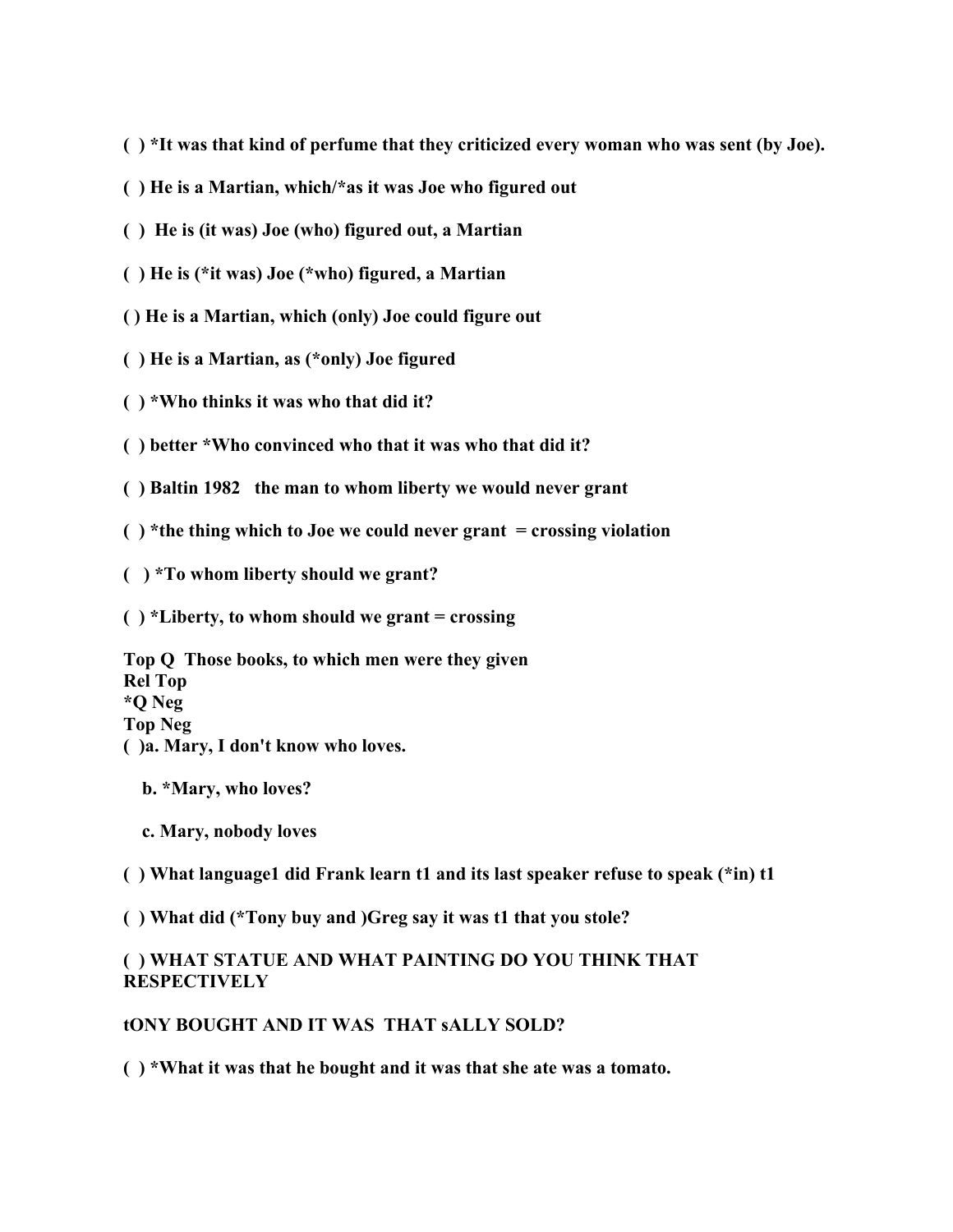**( ) *It was that kind of perfume that they criticized every woman who was sent (by Joe).**

**( ) He is a Martian, which/*as it was Joe who figured out**

**( )  He is (it was) Joe (who) figured out, a Martian**

**( ) He is (*it was) Joe (*who) figured, a Martian**

**( ) He is a Martian, which (only) Joe could figure out**

**( ) He is a Martian, as (*only) Joe figured**

**( ) *Who thinks it was who that did it?**

**( ) better *Who convinced who that it was who that did it?**

**( ) Baltin 1982   the man to whom liberty we would never grant**

**( ) *the thing which to Joe we could never grant  = crossing violation**

**(   ) *To whom liberty should we grant?**

**( ) *Liberty, to whom should we grant = crossing**

**Top Q  Those books, to which men were they given**
**Rel Top**
**\*Q Neg**
**Top Neg**
**( )a. Mary, I don't know who loves.**

**b. *Mary, who loves?**

**c. Mary, nobody loves**

**( ) What language1 did Frank learn t1 and its last speaker refuse to speak (*in) t1**

**( ) What did (*Tony buy and )Greg say it was t1 that you stole?**

**( ) WHAT STATUE AND WHAT PAINTING DO YOU THINK THAT RESPECTIVELY**

**tONY BOUGHT AND IT WAS  THAT sALLY SOLD?**

**( ) *What it was that he bought and it was that she ate was a tomato.**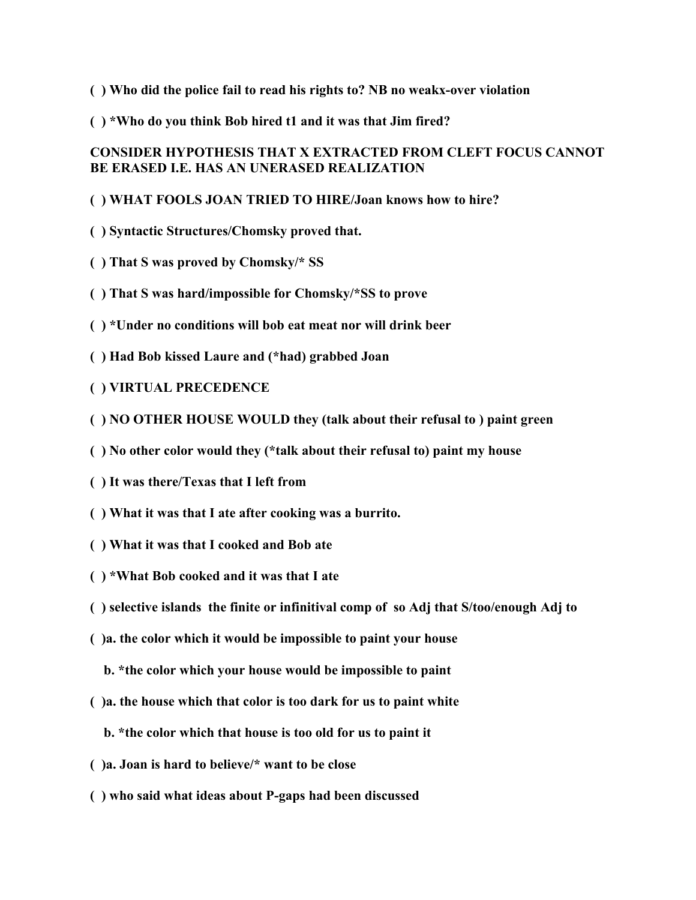**( ) Who did the police fail to read his rights to? NB no weakx-over violation**

**( ) *Who do you think Bob hired t1 and it was that Jim fired?**

**CONSIDER HYPOTHESIS THAT X EXTRACTED FROM CLEFT FOCUS CANNOT BE ERASED I.E. HAS AN UNERASED REALIZATION**

**( ) WHAT FOOLS JOAN TRIED TO HIRE/Joan knows how to hire?**

**( ) Syntactic Structures/Chomsky proved that.**

**( ) That S was proved by Chomsky/* SS**

**( ) That S was hard/impossible for Chomsky/*SS to prove**

**( ) *Under no conditions will bob eat meat nor will drink beer**

**( ) Had Bob kissed Laure and (*had) grabbed Joan**

**( ) VIRTUAL PRECEDENCE**

**( ) NO OTHER HOUSE WOULD they (talk about their refusal to ) paint green**

**( ) No other color would they (*talk about their refusal to) paint my house**

**( ) It was there/Texas that I left from**

**( ) What it was that I ate after cooking was a burrito.**

**( ) What it was that I cooked and Bob ate**

**( ) *What Bob cooked and it was that I ate**

**( ) selective islands the finite or infinitival comp of so Adj that S/too/enough Adj to**

**( )a. the color which it would be impossible to paint your house**

**b. *the color which your house would be impossible to paint**

**( )a. the house which that color is too dark for us to paint white**

**b. *the color which that house is too old for us to paint it**

**( )a. Joan is hard to believe/* want to be close**

**( ) who said what ideas about P-gaps had been discussed**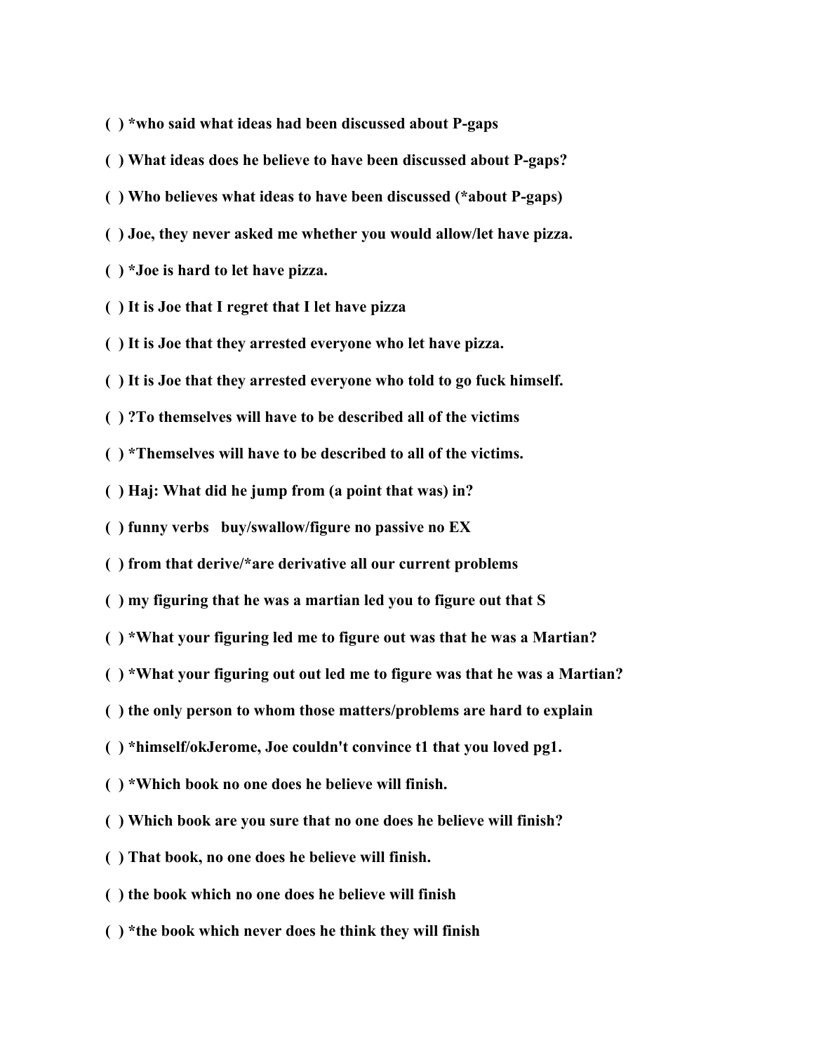**( ) *who said what ideas had been discussed about P-gaps**

**( ) What ideas does he believe to have been discussed about P-gaps?**

**( ) Who believes what ideas to have been discussed (*about P-gaps)**

**( ) Joe, they never asked me whether you would allow/let have pizza.**

**( ) *Joe is hard to let have pizza.**

**( ) It is Joe that I regret that I let have pizza**

**( ) It is Joe that they arrested everyone who let have pizza.**

**( ) It is Joe that they arrested everyone who told to go fuck himself.**

**( ) ?To themselves will have to be described all of the victims**

**( ) *Themselves will have to be described to all of the victims.**

**( ) Haj: What did he jump from (a point that was) in?**

**( ) funny verbs buy/swallow/figure no passive no EX**

**( ) from that derive/*are derivative all our current problems**

**( ) my figuring that he was a martian led you to figure out that S**

**( ) *What your figuring led me to figure out was that he was a Martian?**

**( ) *What your figuring out out led me to figure was that he was a Martian?**

**( ) the only person to whom those matters/problems are hard to explain**

**( ) *himself/okJerome, Joe couldn't convince t1 that you loved pg1.**

**( ) *Which book no one does he believe will finish.**

**( ) Which book are you sure that no one does he believe will finish?**

**( ) That book, no one does he believe will finish.**

**( ) the book which no one does he believe will finish**

**( ) *the book which never does he think they will finish**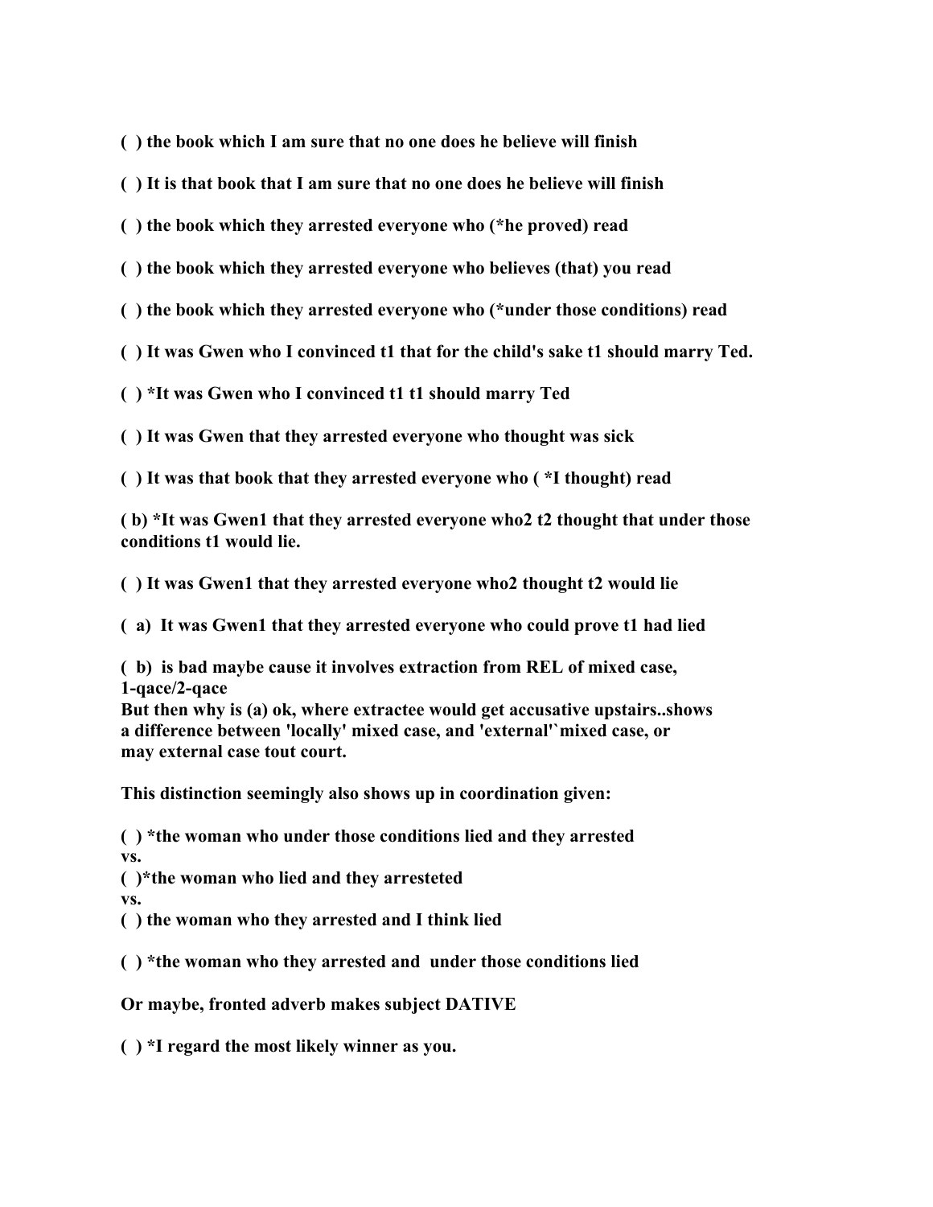**( ) the book which I am sure that no one does he believe will finish**

**( ) It is that book that I am sure that no one does he believe will finish**

**( ) the book which they arrested everyone who (*he proved) read**

**( ) the book which they arrested everyone who believes (that) you read**

**( ) the book which they arrested everyone who (*under those conditions) read**

**( ) It was Gwen who I convinced t1 that for the child's sake t1 should marry Ted.**

**( ) *It was Gwen who I convinced t1 t1 should marry Ted**

**( ) It was Gwen that they arrested everyone who thought was sick**

**( ) It was that book that they arrested everyone who ( *I thought) read**

**( b) *It was Gwen1 that they arrested everyone who2 t2 thought that under those conditions t1 would lie.**

**( ) It was Gwen1 that they arrested everyone who2 thought t2 would lie**

**( a) It was Gwen1 that they arrested everyone who could prove t1 had lied**

**( b) is bad maybe cause it involves extraction from REL of mixed case, 1-qace/2-qace**
**But then why is (a) ok, where extractee would get accusative upstairs..shows a difference between 'locally' mixed case, and 'external'`mixed case, or may external case tout court.**

**This distinction seemingly also shows up in coordination given:**

**( ) *the woman who under those conditions lied and they arrested**
**vs.**
**( )*the woman who lied and they arresteted**
**vs.**
**( ) the woman who they arrested and I think lied**

**( ) *the woman who they arrested and under those conditions lied**

**Or maybe, fronted adverb makes subject DATIVE**

**( ) *I regard the most likely winner as you.**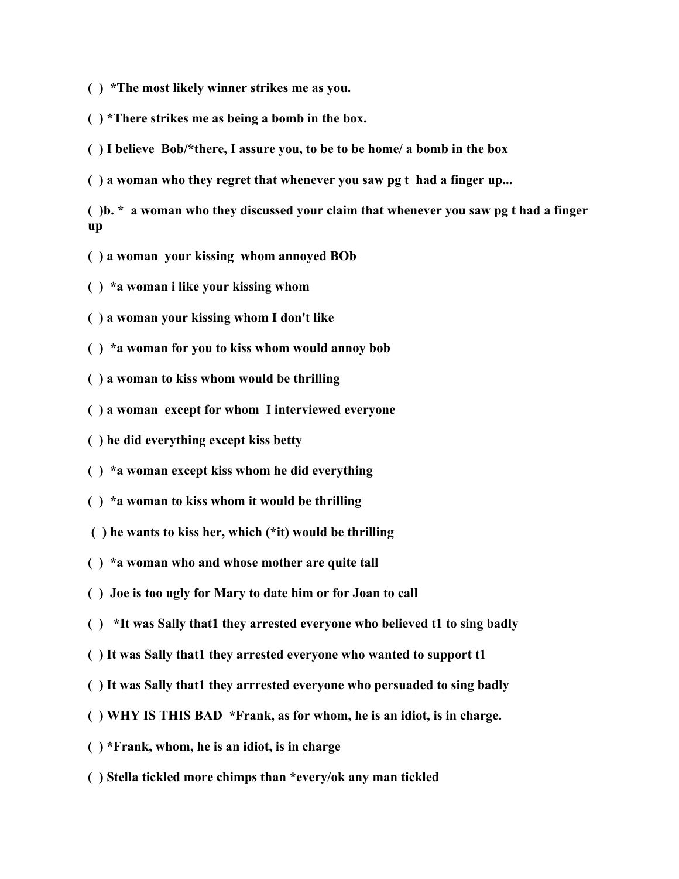**( )  *The most likely winner strikes me as you.**

**( ) *There strikes me as being a bomb in the box.**

**( ) I believe  Bob/*there, I assure you, to be to be home/ a bomb in the box**

**( ) a woman who they regret that whenever you saw pg t  had a finger up...**

**( )b. *  a woman who they discussed your claim that whenever you saw pg t had a finger up**

**( ) a woman  your kissing  whom annoyed BOb**

**( )  *a woman i like your kissing whom**

**( ) a woman your kissing whom I don't like**

**( )  *a woman for you to kiss whom would annoy bob**

**( ) a woman to kiss whom would be thrilling**

**( ) a woman  except for whom  I interviewed everyone**

**( ) he did everything except kiss betty**

**( )  *a woman except kiss whom he did everything**

**( )  *a woman to kiss whom it would be thrilling**

**( ) he wants to kiss her, which (*it) would be thrilling**

**( )  *a woman who and whose mother are quite tall**

**( )  Joe is too ugly for Mary to date him or for Joan to call**

**( )   *It was Sally that1 they arrested everyone who believed t1 to sing badly**

**( ) It was Sally that1 they arrested everyone who wanted to support t1**

**( ) It was Sally that1 they arrrested everyone who persuaded to sing badly**

**( ) WHY IS THIS BAD  *Frank, as for whom, he is an idiot, is in charge.**

**( ) *Frank, whom, he is an idiot, is in charge**

**( ) Stella tickled more chimps than *every/ok any man tickled**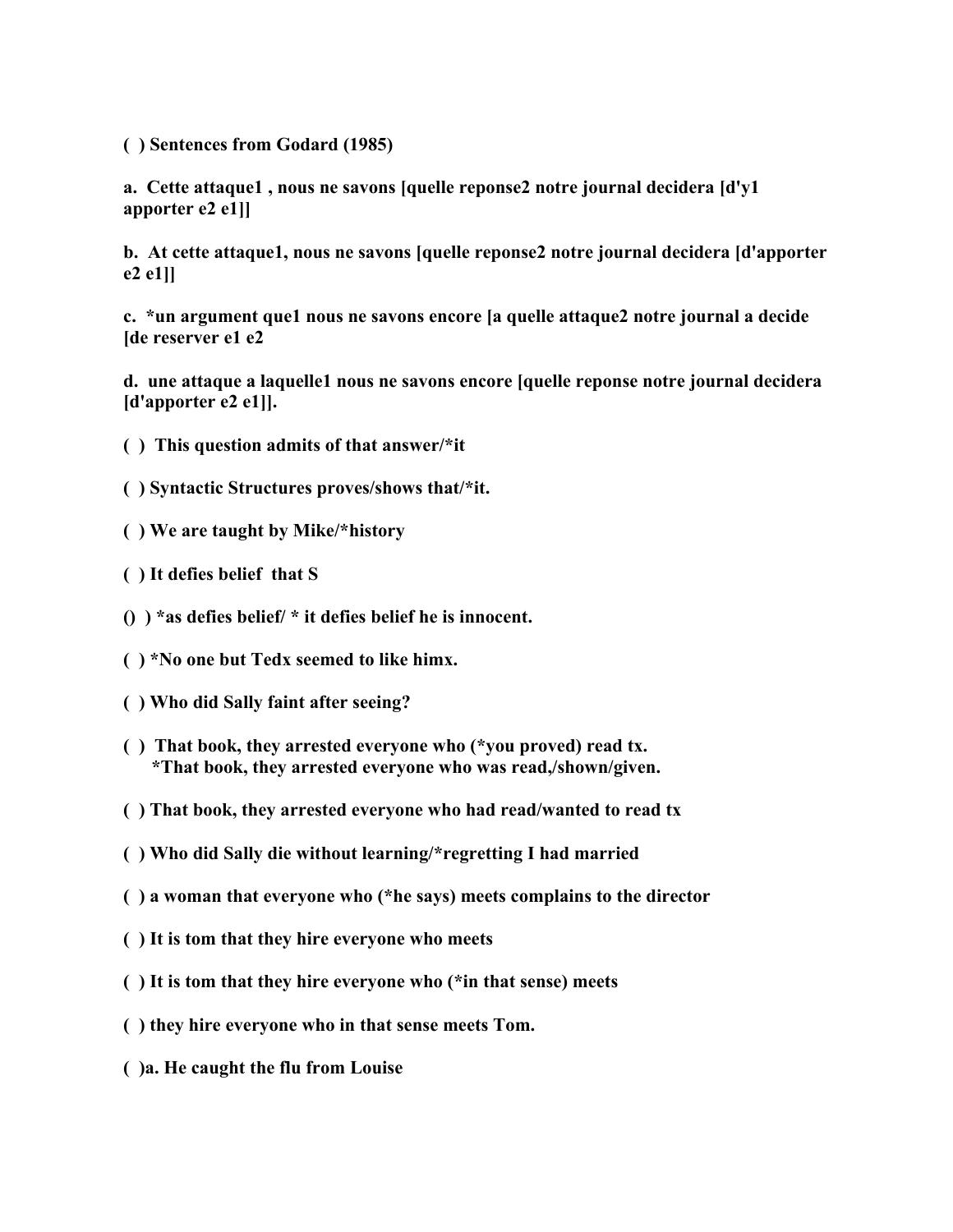**( ) Sentences from Godard (1985)**

**a. Cette attaque1 , nous ne savons [quelle reponse2 notre journal decidera [d'y1 apporter e2 e1]]**

**b. At cette attaque1, nous ne savons [quelle reponse2 notre journal decidera [d'apporter e2 e1]]**

**c. *un argument que1 nous ne savons encore [a quelle attaque2 notre journal a decide [de reserver e1 e2**

**d. une attaque a laquelle1 nous ne savons encore [quelle reponse notre journal decidera [d'apporter e2 e1]].**

**( ) This question admits of that answer/*it**

**( ) Syntactic Structures proves/shows that/*it.**

**( ) We are taught by Mike/*history**

**( ) It defies belief that S**

**() ) *as defies belief/ * it defies belief he is innocent.**

**( ) *No one but Tedx seemed to like himx.**

**( ) Who did Sally faint after seeing?**

**( ) That book, they arrested everyone who (*you proved) read tx.**
**\*That book, they arrested everyone who was read,/shown/given.**

**( ) That book, they arrested everyone who had read/wanted to read tx**

**( ) Who did Sally die without learning/*regretting I had married**

**( ) a woman that everyone who (*he says) meets complains to the director**

**( ) It is tom that they hire everyone who meets**

**( ) It is tom that they hire everyone who (*in that sense) meets**

**( ) they hire everyone who in that sense meets Tom.**

**( )a. He caught the flu from Louise**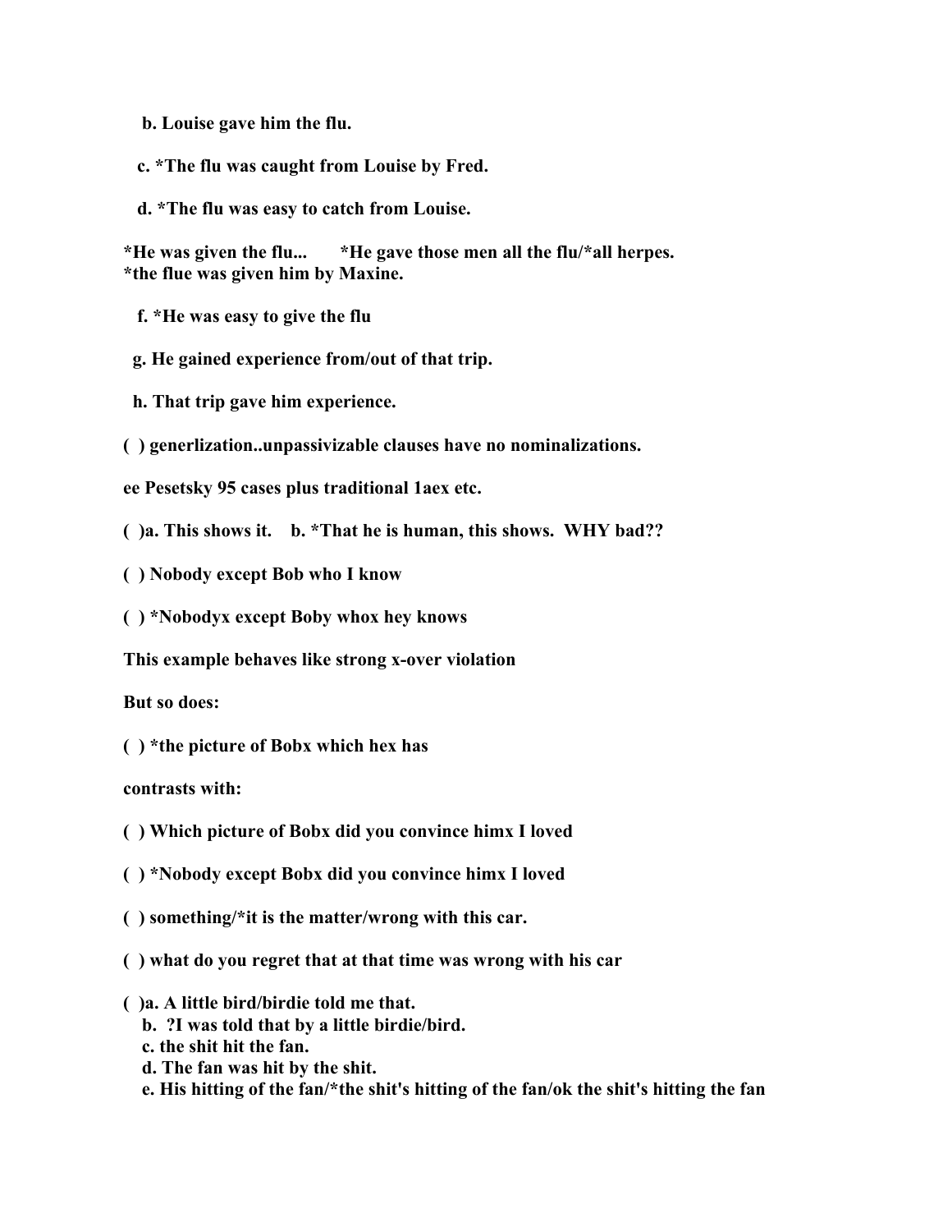**b. Louise gave him the flu.**

**c. *The flu was caught from Louise by Fred.**

**d. *The flu was easy to catch from Louise.**

***He was given the flu...  *He gave those men all the flu/*all herpes.**
***the flue was given him by Maxine.**

**f. *He was easy to give the flu**

**g. He gained experience from/out of that trip.**

**h. That trip gave him experience.**

**( ) generlization..unpassivizable clauses have no nominalizations.**

**ee Pesetsky 95 cases plus traditional 1aex etc.**

**( )a. This shows it.  b. *That he is human, this shows.  WHY bad??**

**( ) Nobody except Bob who I know**

**( ) *Nobodyx except Boby whox hey knows**

**This example behaves like strong x-over violation**

**But so does:**

**( ) *the picture of Bobx which hex has**

**contrasts with:**

**( ) Which picture of Bobx did you convince himx I loved**

**( ) *Nobody except Bobx did you convince himx I loved**

**( ) something/*it is the matter/wrong with this car.**

**( ) what do you regret that at that time was wrong with his car**

**( )a. A little bird/birdie told me that.**
**b. ?I was told that by a little birdie/bird.**
**c. the shit hit the fan.**
**d. The fan was hit by the shit.**
**e. His hitting of the fan/*the shit's hitting of the fan/ok the shit's hitting the fan**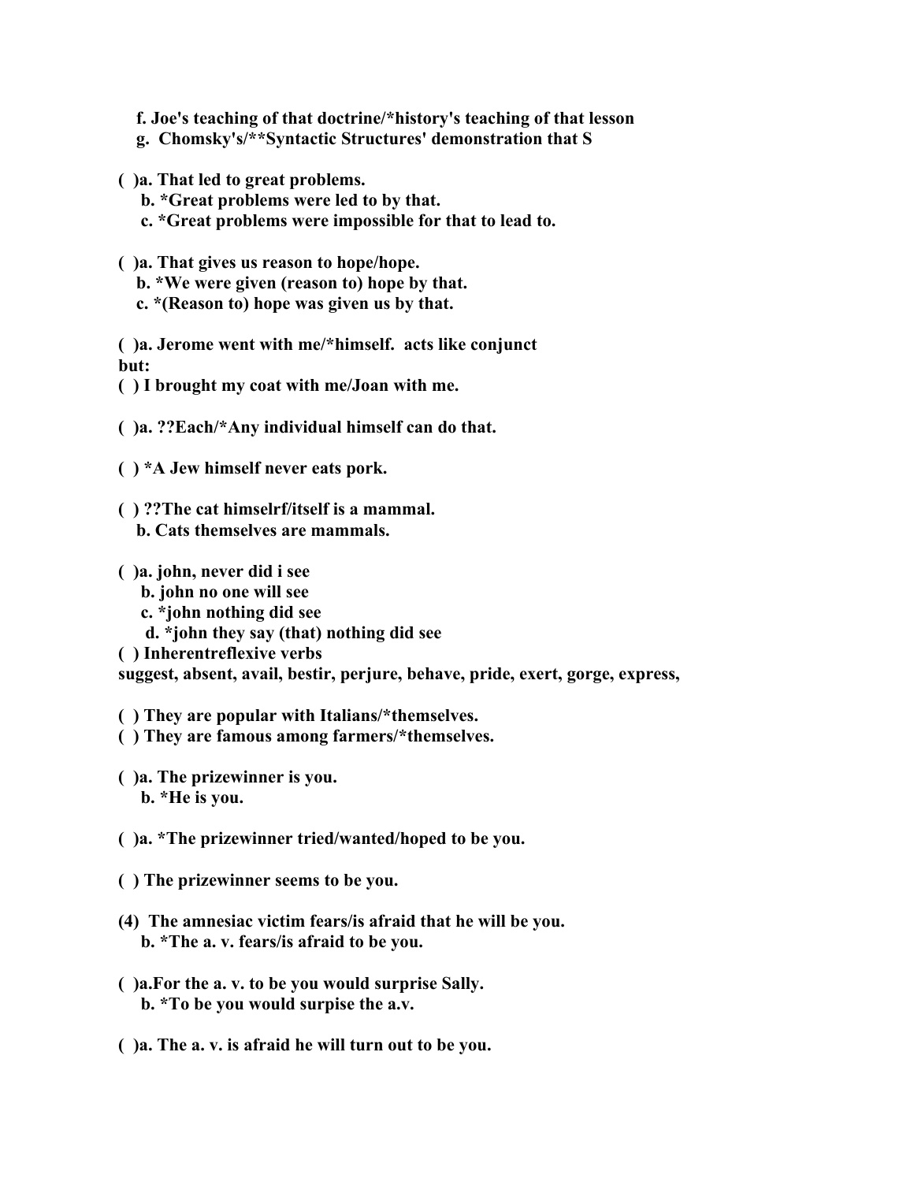f. Joe's teaching of that doctrine/*history's teaching of that lesson
g. Chomsky's/**Syntactic Structures' demonstration that S

( )a. That led to great problems.
b. *Great problems were led to by that.
c. *Great problems were impossible for that to lead to.

( )a. That gives us reason to hope/hope.
b. *We were given (reason to) hope by that.
c. *(Reason to) hope was given us by that.

( )a. Jerome went with me/*himself. acts like conjunct
but:
( ) I brought my coat with me/Joan with me.

( )a. ??Each/*Any individual himself can do that.

( ) *A Jew himself never eats pork.

( ) ??The cat himselrf/itself is a mammal.
b. Cats themselves are mammals.

( )a. john, never did i see
b. john no one will see
c. *john nothing did see
d. *john they say (that) nothing did see
( ) Inherentreflexive verbs
suggest, absent, avail, bestir, perjure, behave, pride, exert, gorge, express,

( ) They are popular with Italians/*themselves.
( ) They are famous among farmers/*themselves.

( )a. The prizewinner is you.
b. *He is you.

( )a. *The prizewinner tried/wanted/hoped to be you.

( ) The prizewinner seems to be you.

(4) The amnesiac victim fears/is afraid that he will be you.
b. *The a. v. fears/is afraid to be you.

( )a.For the a. v. to be you would surprise Sally.
b. *To be you would surpise the a.v.

( )a. The a. v. is afraid he will turn out to be you.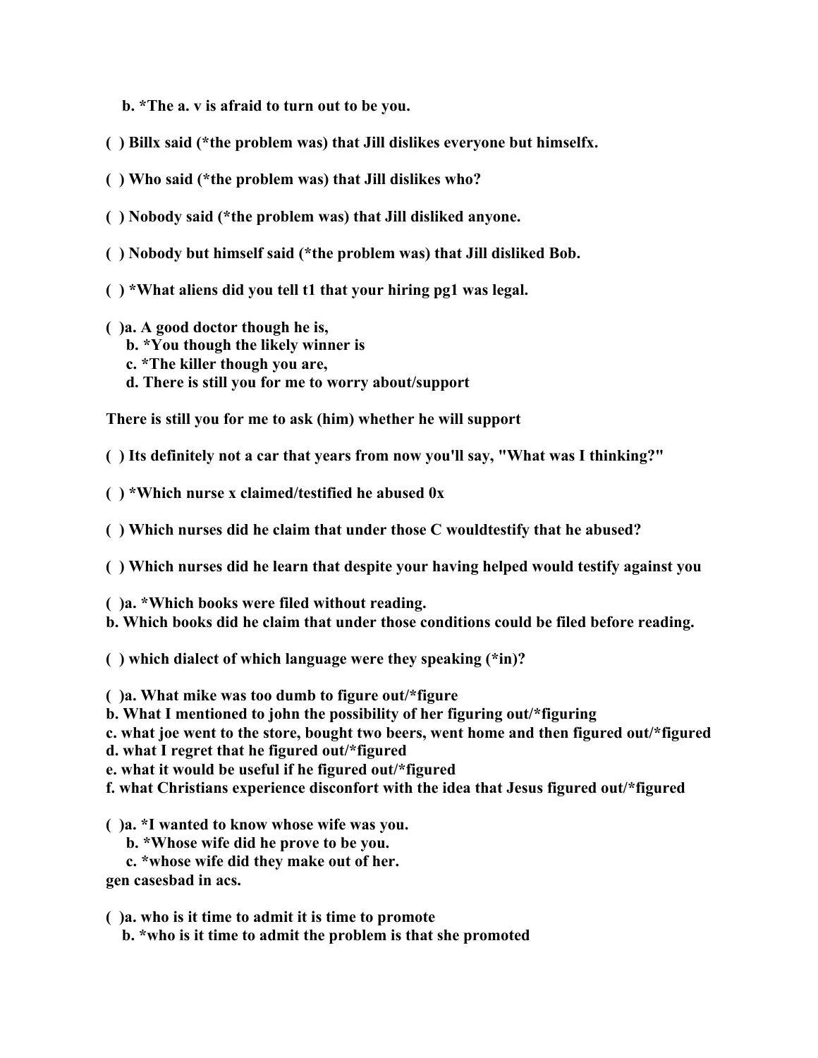b. *The a. v is afraid to turn out to be you.

( ) Billx said (*the problem was) that Jill dislikes everyone but himselfx.

( ) Who said (*the problem was) that Jill dislikes who?

( ) Nobody said (*the problem was) that Jill disliked anyone.

( ) Nobody but himself said (*the problem was) that Jill disliked Bob.

( ) *What aliens did you tell t1 that your hiring pg1 was legal.

( )a. A good doctor though he is,
  b. *You though the likely winner is
  c. *The killer though you are,
  d. There is still you for me to worry about/support

There is still you for me to ask (him) whether he will support

( ) Its definitely not a car that years from now you'll say, "What was I thinking?"

( ) *Which nurse x claimed/testified he abused 0x

( ) Which nurses did he claim that under those C wouldtestify that he abused?

( ) Which nurses did he learn that despite your having helped would testify against you

( )a. *Which books were filed without reading.
b. Which books did he claim that under those conditions could be filed before reading.

( ) which dialect of which language were they speaking (*in)?

( )a. What mike was too dumb to figure out/*figure
b. What I mentioned to john the possibility of her figuring out/*figuring
c. what joe went to the store, bought two beers, went home and then figured out/*figured
d. what I regret that he figured out/*figured
e. what it would be useful if he figured out/*figured
f. what Christians experience disconfort with the idea that Jesus figured out/*figured

( )a. *I wanted to know whose wife was you.
  b. *Whose wife did he prove to be you.
  c. *whose wife did they make out of her.
gen casesbad in acs.

( )a. who is it time to admit it is time to promote
  b. *who is it time to admit the problem is that she promoted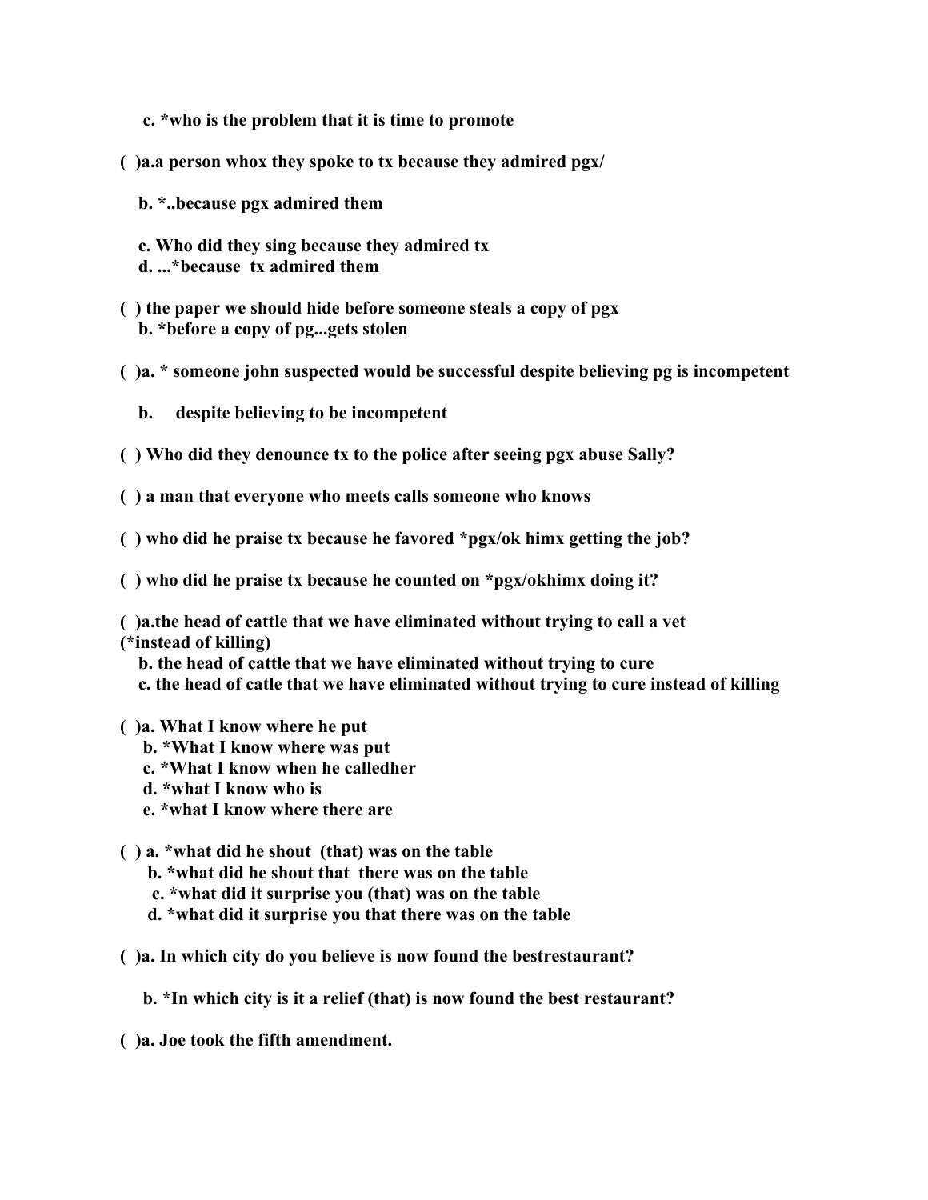**c. *who is the problem that it is time to promote**

**( )a.a person whox they spoke to tx because they admired pgx/**

**b. *..because pgx admired them**

**c. Who did they sing because they admired tx**
**d. ...*because tx admired them**

**( ) the paper we should hide before someone steals a copy of pgx**
**b. *before a copy of pg...gets stolen**

**( )a. * someone john suspected would be successful despite believing pg is incompetent**

**b. despite believing to be incompetent**

**( ) Who did they denounce tx to the police after seeing pgx abuse Sally?**

**( ) a man that everyone who meets calls someone who knows**

**( ) who did he praise tx because he favored *pgx/ok himx getting the job?**

**( ) who did he praise tx because he counted on *pgx/okhimx doing it?**

**( )a.the head of cattle that we have eliminated without trying to call a vet**
**(*instead of killing)**
**b. the head of cattle that we have eliminated without trying to cure**
**c. the head of catle that we have eliminated without trying to cure instead of killing**

**( )a. What I know where he put**
**b. *What I know where was put**
**c. *What I know when he calledher**
**d. *what I know who is**
**e. *what I know where there are**

**( ) a. *what did he shout (that) was on the table**
**b. *what did he shout that there was on the table**
**c. *what did it surprise you (that) was on the table**
**d. *what did it surprise you that there was on the table**

**( )a. In which city do you believe is now found the bestrestaurant?**

**b. *In which city is it a relief (that) is now found the best restaurant?**

**( )a. Joe took the fifth amendment.**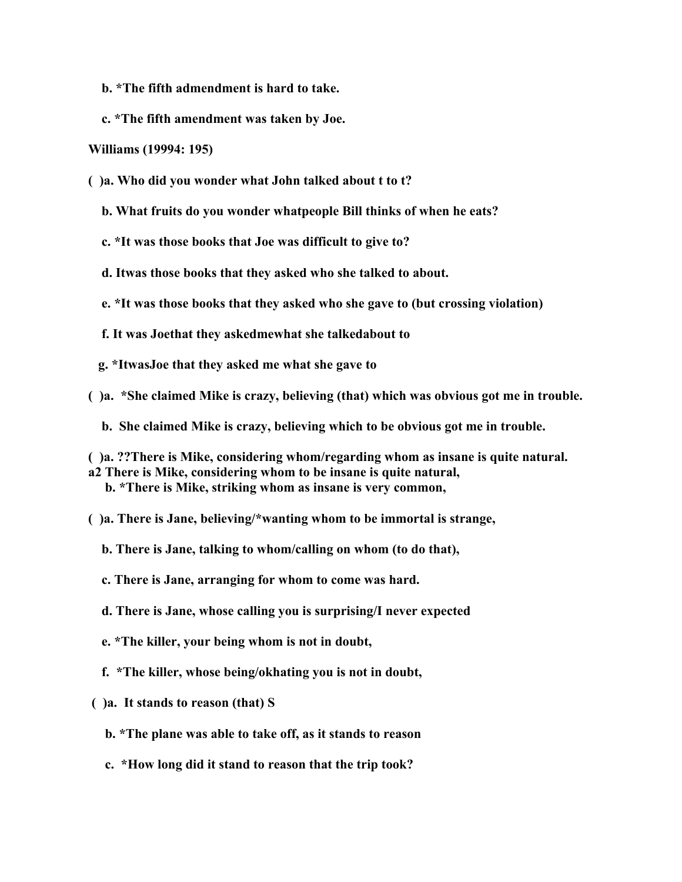**b. *The fifth admendment is hard to take.**

**c. *The fifth amendment was taken by Joe.**

**Williams (19994: 195)**

**( )a. Who did you wonder what John talked about t to t?**

**b. What fruits do you wonder whatpeople Bill thinks of when he eats?**

**c. *It was those books that Joe was difficult to give to?**

**d. Itwas those books that they asked who she talked to about.**

**e. *It was those books that they asked who she gave to (but crossing violation)**

**f. It was Joethat they askedmewhat she talkedabout to**

**g. *ItwasJoe that they asked me what she gave to**

**( )a. *She claimed Mike is crazy, believing (that) which was obvious got me in trouble.**

**b. She claimed Mike is crazy, believing which to be obvious got me in trouble.**

**( )a. ??There is Mike, considering whom/regarding whom as insane is quite natural.**
**a2 There is Mike, considering whom to be insane is quite natural,**
**b. *There is Mike, striking whom as insane is very common,**

**( )a. There is Jane, believing/*wanting whom to be immortal is strange,**

**b. There is Jane, talking to whom/calling on whom (to do that),**

**c. There is Jane, arranging for whom to come was hard.**

**d. There is Jane, whose calling you is surprising/I never expected**

**e. *The killer, your being whom is not in doubt,**

**f. *The killer, whose being/okhating you is not in doubt,**

**( )a. It stands to reason (that) S**

**b. *The plane was able to take off, as it stands to reason**

**c. *How long did it stand to reason that the trip took?**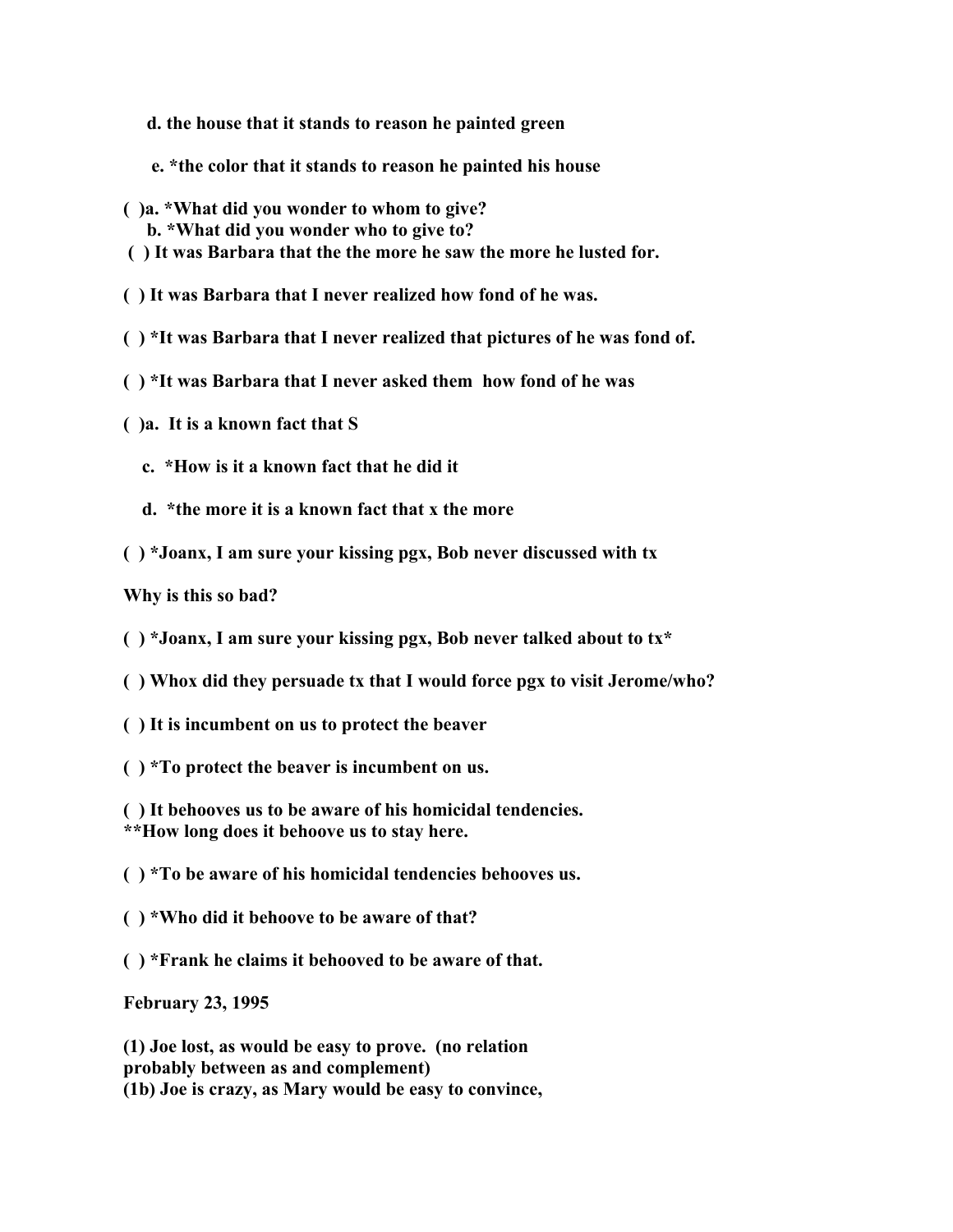d. the house that it stands to reason he painted green

e. *the color that it stands to reason he painted his house

( )a. *What did you wonder to whom to give?
b. *What did you wonder who to give to?

( ) It was Barbara that the the more he saw the more he lusted for.

( ) It was Barbara that I never realized how fond of he was.

( ) *It was Barbara that I never realized that pictures of he was fond of.

( ) *It was Barbara that I never asked them how fond of he was

( )a. It is a known fact that S

c. *How is it a known fact that he did it

d. *the more it is a known fact that x the more

( ) *Joanx, I am sure your kissing pgx, Bob never discussed with tx

Why is this so bad?

( ) *Joanx, I am sure your kissing pgx, Bob never talked about to tx*

( ) Whox did they persuade tx that I would force pgx to visit Jerome/who?

( ) It is incumbent on us to protect the beaver

( ) *To protect the beaver is incumbent on us.

( ) It behooves us to be aware of his homicidal tendencies.
**How long does it behoove us to stay here.

( ) *To be aware of his homicidal tendencies behooves us.

( ) *Who did it behoove to be aware of that?

( ) *Frank he claims it behooved to be aware of that.

February 23, 1995

(1) Joe lost, as would be easy to prove. (no relation probably between as and complement)
(1b) Joe is crazy, as Mary would be easy to convince,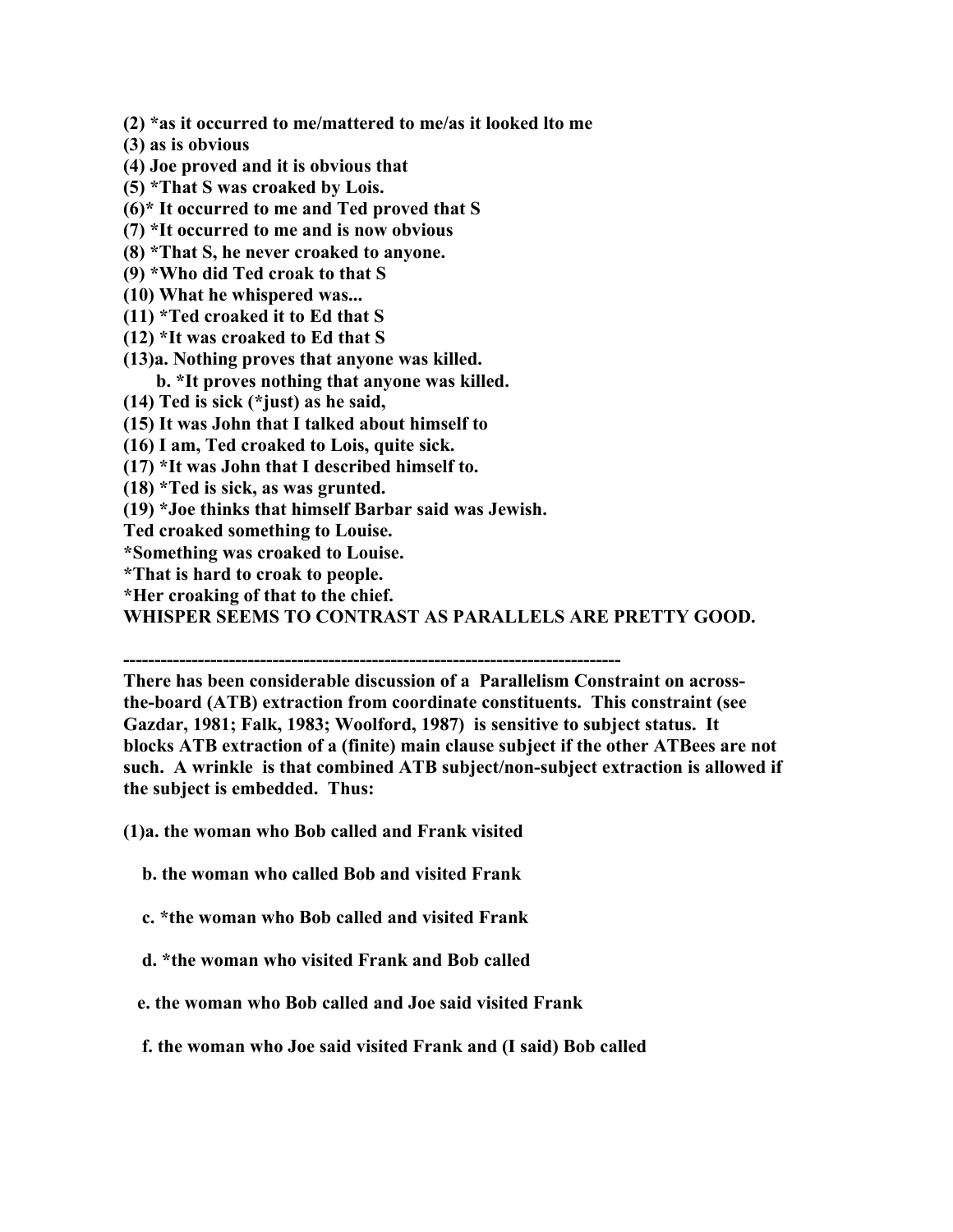**(2) *as it occurred to me/mattered to me/as it looked lto me**
**(3) as is obvious**
**(4) Joe proved and it is obvious that**
**(5) *That S was croaked by Lois.**
**(6)* It occurred to me and Ted proved that S**
**(7) *It occurred to me and is now obvious**
**(8) *That S, he never croaked to anyone.**
**(9) *Who did Ted croak to that S**
**(10) What he whispered was...**
**(11) *Ted croaked it to Ed that S**
**(12) *It was croaked to Ed that S**
**(13)a. Nothing proves that anyone was killed.**
**b. *It proves nothing that anyone was killed.**
**(14) Ted is sick (*just) as he said,**
**(15) It was John that I talked about himself to**
**(16) I am, Ted croaked to Lois, quite sick.**
**(17) *It was John that I described himself to.**
**(18) *Ted is sick, as was grunted.**
**(19) *Joe thinks that himself Barbar said was Jewish.**
**Ted croaked something to Louise.**
***Something was croaked to Louise.**
***That is hard to croak to people.**
***Her croaking of that to the chief.**
**WHISPER SEEMS TO CONTRAST AS PARALLELS ARE PRETTY GOOD.**

---

**There has been considerable discussion of a Parallelism Constraint on across-the-board (ATB) extraction from coordinate constituents. This constraint (see Gazdar, 1981; Falk, 1983; Woolford, 1987) is sensitive to subject status. It blocks ATB extraction of a (finite) main clause subject if the other ATBees are not such. A wrinkle is that combined ATB subject/non-subject extraction is allowed if the subject is embedded. Thus:**

**(1)a. the woman who Bob called and Frank visited**

**b. the woman who called Bob and visited Frank**

**c. *the woman who Bob called and visited Frank**

**d. *the woman who visited Frank and Bob called**

**e. the woman who Bob called and Joe said visited Frank**

**f. the woman who Joe said visited Frank and (I said) Bob called**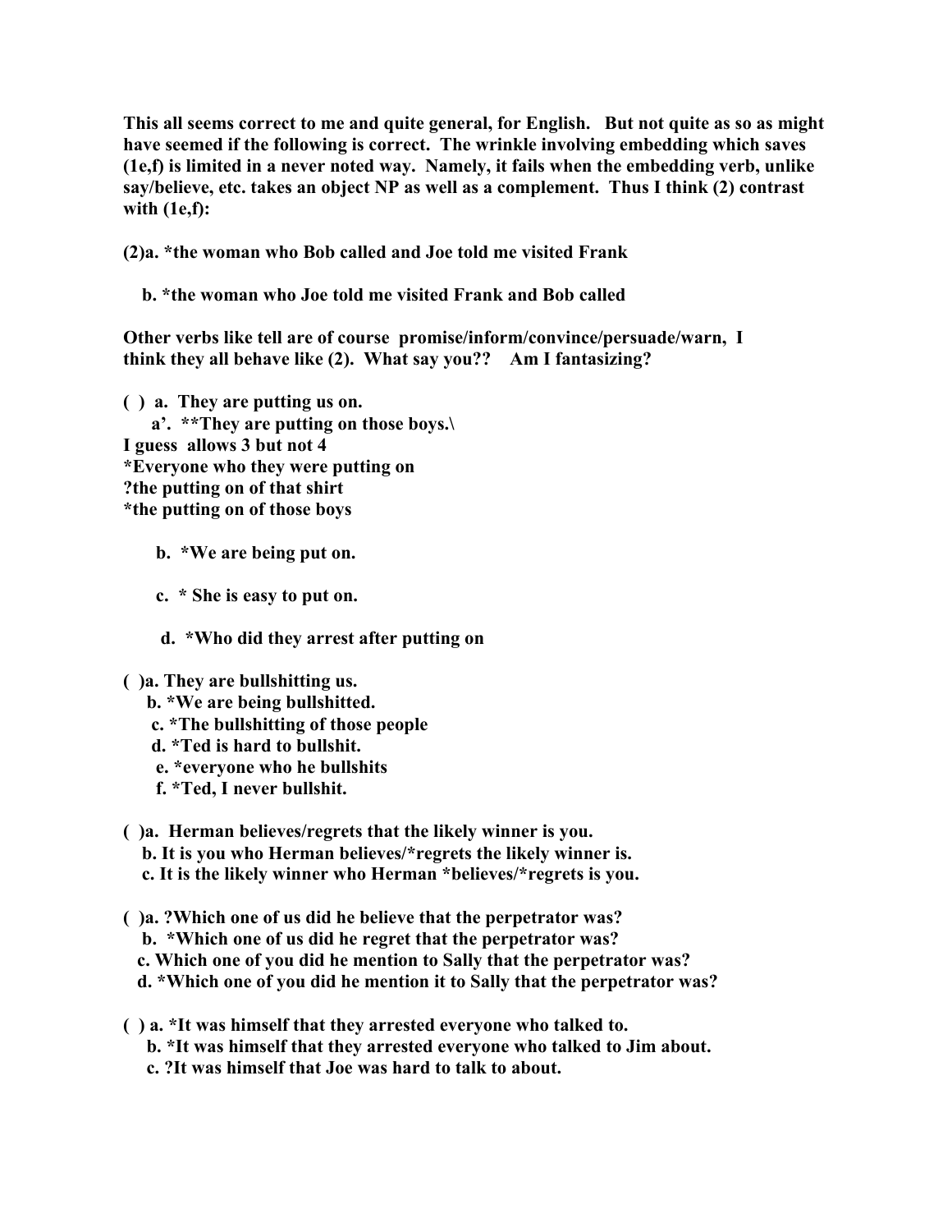**This all seems correct to me and quite general, for English. But not quite as so as might have seemed if the following is correct. The wrinkle involving embedding which saves (1e,f) is limited in a never noted way. Namely, it fails when the embedding verb, unlike say/believe, etc. takes an object NP as well as a complement. Thus I think (2) contrast with (1e,f):**

**(2)a. *the woman who Bob called and Joe told me visited Frank**

**b. *the woman who Joe told me visited Frank and Bob called**

**Other verbs like tell are of course promise/inform/convince/persuade/warn, I think they all behave like (2). What say you?? Am I fantasizing?**

**( ) a. They are putting us on.**
**a'. **They are putting on those boys.\**
**I guess allows 3 but not 4**
***Everyone who they were putting on**
**?the putting on of that shirt**
***the putting on of those boys**

**b. *We are being put on.**

**c. * She is easy to put on.**

**d. *Who did they arrest after putting on**

**( )a. They are bullshitting us.**
**b. *We are being bullshitted.**
**c. *The bullshitting of those people**
**d. *Ted is hard to bullshit.**
**e. *everyone who he bullshits**
**f. *Ted, I never bullshit.**

**( )a. Herman believes/regrets that the likely winner is you.**
**b. It is you who Herman believes/*regrets the likely winner is.**
**c. It is the likely winner who Herman *believes/*regrets is you.**

**( )a. ?Which one of us did he believe that the perpetrator was?**
**b. *Which one of us did he regret that the perpetrator was?**
**c. Which one of you did he mention to Sally that the perpetrator was?**
**d. *Which one of you did he mention it to Sally that the perpetrator was?**

**( ) a. *It was himself that they arrested everyone who talked to.**
**b. *It was himself that they arrested everyone who talked to Jim about.**
**c. ?It was himself that Joe was hard to talk to about.**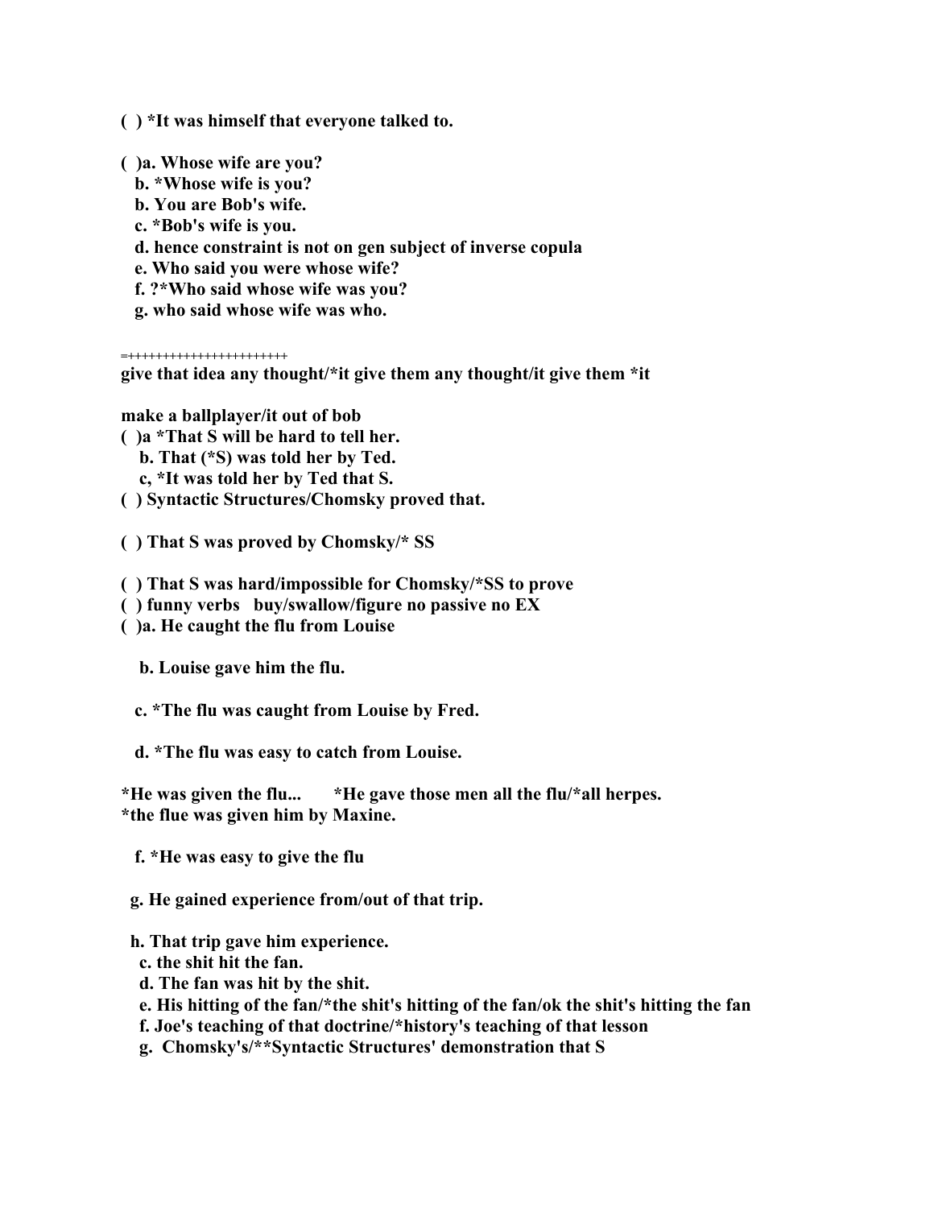**( ) *It was himself that everyone talked to.**

**( )a. Whose wife are you?**
**b. *Whose wife is you?**
**b. You are Bob's wife.**
**c. *Bob's wife is you.**
**d. hence constraint is not on gen subject of inverse copula**
**e. Who said you were whose wife?**
**f. ?*Who said whose wife was you?**
**g. who said whose wife was who.**

=+++++++++++++++++++++++

**give that idea any thought/*it give them any thought/it give them *it**

**make a ballplayer/it out of bob**

**( )a *That S will be hard to tell her.**
**b. That (*S) was told her by Ted.**
**c, *It was told her by Ted that S.**

**( ) Syntactic Structures/Chomsky proved that.**

**( ) That S was proved by Chomsky/* SS**

**( ) That S was hard/impossible for Chomsky/*SS to prove**

**( ) funny verbs buy/swallow/figure no passive no EX**

**( )a. He caught the flu from Louise**

**b. Louise gave him the flu.**

**c. *The flu was caught from Louise by Fred.**

**d. *The flu was easy to catch from Louise.**

**\*He was given the flu... \*He gave those men all the flu/\*all herpes.**
**\*the flue was given him by Maxine.**

**f. *He was easy to give the flu**

**g. He gained experience from/out of that trip.**

**h. That trip gave him experience.**
**c. the shit hit the fan.**
**d. The fan was hit by the shit.**
**e. His hitting of the fan/*the shit's hitting of the fan/ok the shit's hitting the fan**
**f. Joe's teaching of that doctrine/*history's teaching of that lesson**
**g. Chomsky's/**Syntactic Structures' demonstration that S**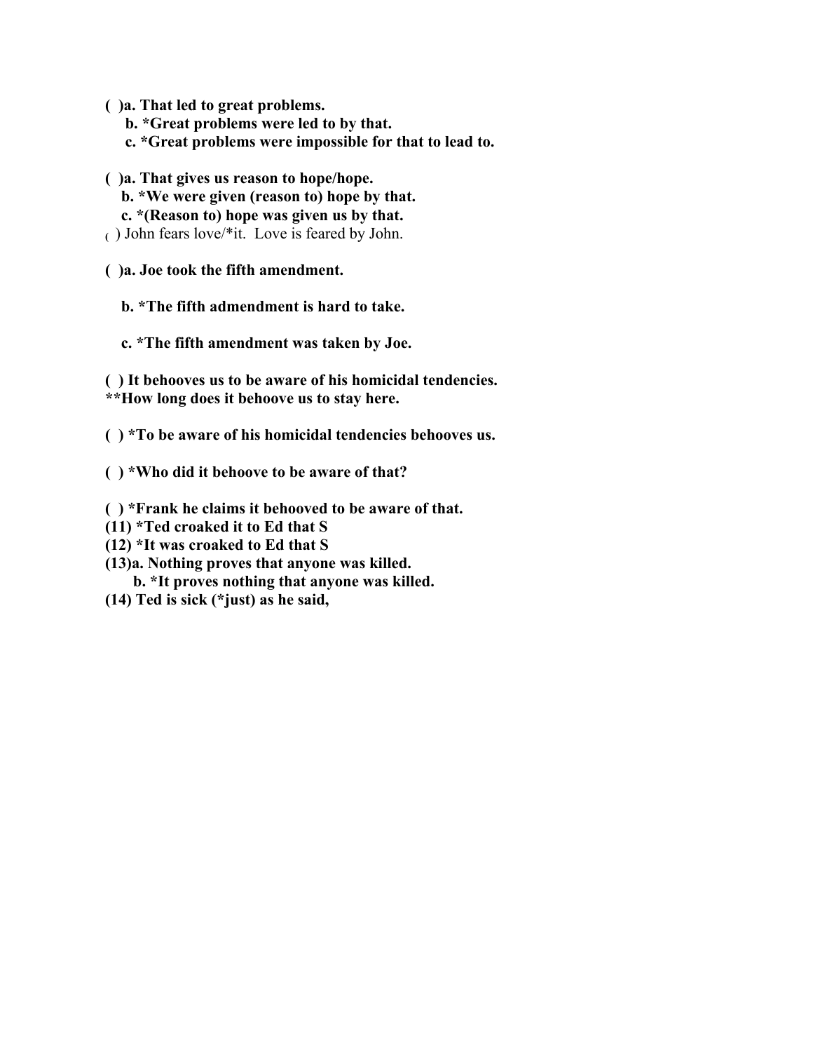**( )a. That led to great problems.**
**b. *Great problems were led to by that.**
**c. *Great problems were impossible for that to lead to.**

**( )a. That gives us reason to hope/hope.**
**b. *We were given (reason to) hope by that.**
**c. *(Reason to) hope was given us by that.**
( ) John fears love/*it. Love is feared by John.

**( )a. Joe took the fifth amendment.**

**b. *The fifth admendment is hard to take.**

**c. *The fifth amendment was taken by Joe.**

**( ) It behooves us to be aware of his homicidal tendencies.**
****How long does it behoove us to stay here.**

**( ) *To be aware of his homicidal tendencies behooves us.**

**( ) *Who did it behoove to be aware of that?**

**( ) *Frank he claims it behooved to be aware of that.**
**(11) *Ted croaked it to Ed that S**
**(12) *It was croaked to Ed that S**
**(13)a. Nothing proves that anyone was killed.**
**b. *It proves nothing that anyone was killed.**
**(14) Ted is sick (*just) as he said,**